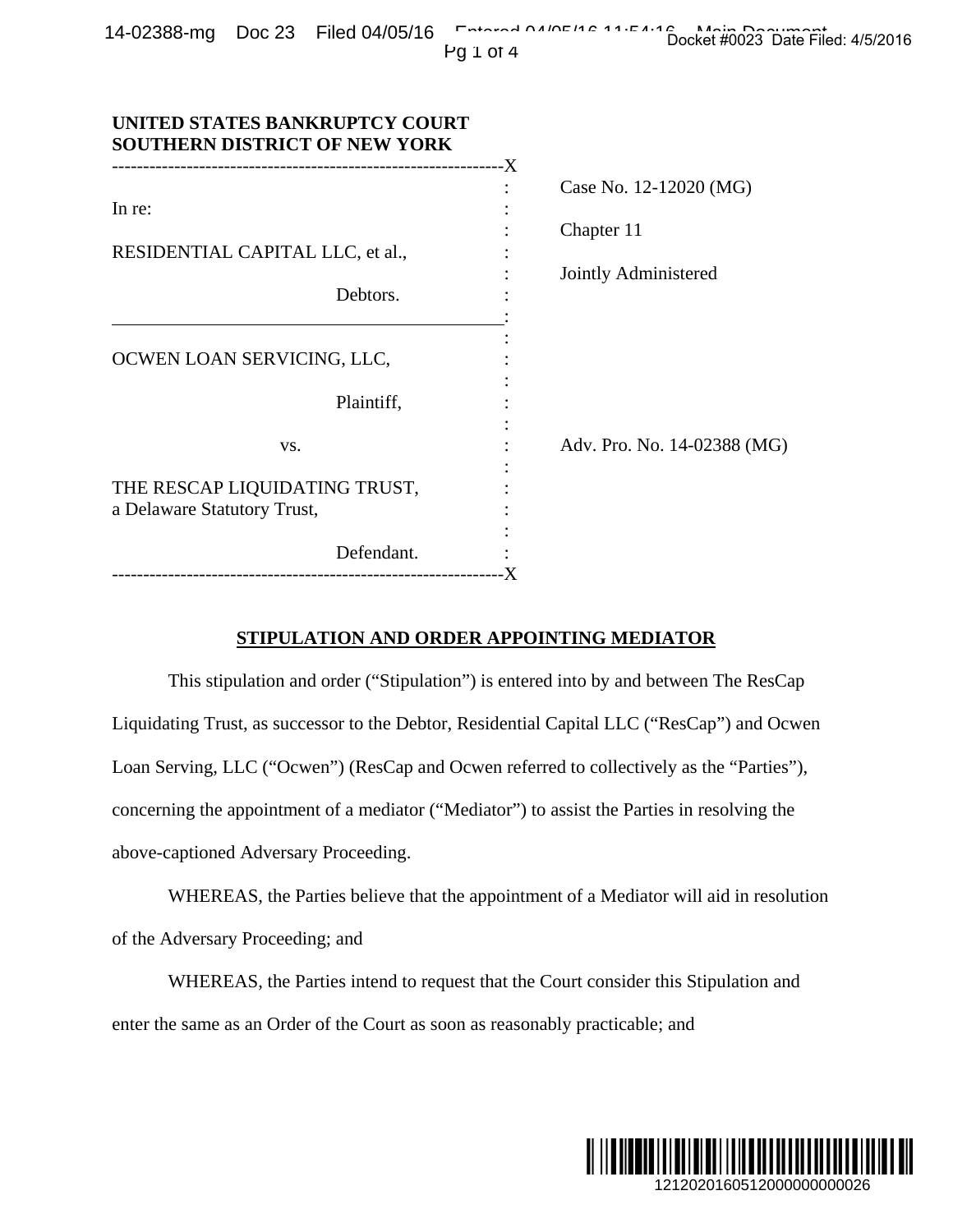**UNITED STATES BANKRUPTCY COURT**
**SOUTHERN DISTRICT OF NEW YORK**

| | |
|---|---|
| In re:<br><br>RESIDENTIAL CAPITAL LLC, et al.,<br><br>Debtors. | Case No. 12-12020 (MG)<br><br>Chapter 11<br><br>Jointly Administered |
| OCWEN LOAN SERVICING, LLC,<br><br>Plaintiff,<br><br>vs.<br><br>THE RESCAP LIQUIDATING TRUST, a Delaware Statutory Trust,<br><br>Defendant. | Adv. Pro. No. 14-02388 (MG) |

**STIPULATION AND ORDER APPOINTING MEDIATOR**

This stipulation and order ("Stipulation") is entered into by and between The ResCap Liquidating Trust, as successor to the Debtor, Residential Capital LLC ("ResCap") and Ocwen Loan Serving, LLC ("Ocwen") (ResCap and Ocwen referred to collectively as the "Parties"), concerning the appointment of a mediator ("Mediator") to assist the Parties in resolving the above-captioned Adversary Proceeding.

WHEREAS, the Parties believe that the appointment of a Mediator will aid in resolution of the Adversary Proceeding; and

WHEREAS, the Parties intend to request that the Court consider this Stipulation and enter the same as an Order of the Court as soon as reasonably practicable; and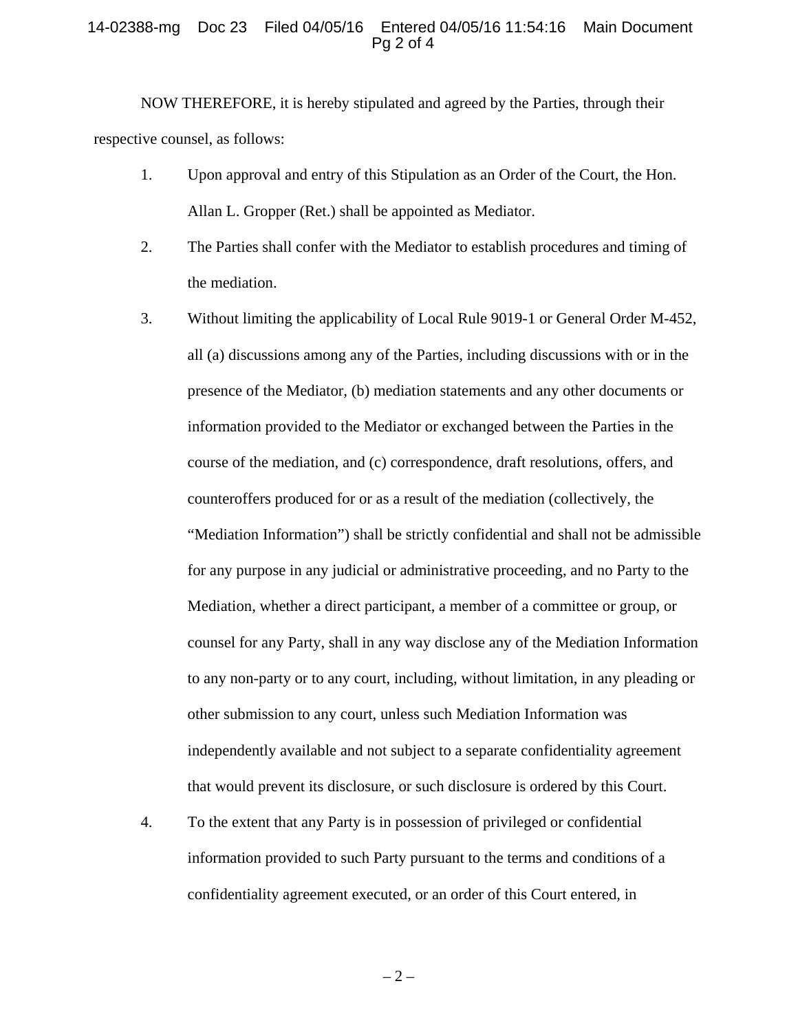NOW THEREFORE, it is hereby stipulated and agreed by the Parties, through their respective counsel, as follows:

1. Upon approval and entry of this Stipulation as an Order of the Court, the Hon. Allan L. Gropper (Ret.) shall be appointed as Mediator.

2. The Parties shall confer with the Mediator to establish procedures and timing of the mediation.

3. Without limiting the applicability of Local Rule 9019-1 or General Order M-452, all (a) discussions among any of the Parties, including discussions with or in the presence of the Mediator, (b) mediation statements and any other documents or information provided to the Mediator or exchanged between the Parties in the course of the mediation, and (c) correspondence, draft resolutions, offers, and counteroffers produced for or as a result of the mediation (collectively, the "Mediation Information") shall be strictly confidential and shall not be admissible for any purpose in any judicial or administrative proceeding, and no Party to the Mediation, whether a direct participant, a member of a committee or group, or counsel for any Party, shall in any way disclose any of the Mediation Information to any non-party or to any court, including, without limitation, in any pleading or other submission to any court, unless such Mediation Information was independently available and not subject to a separate confidentiality agreement that would prevent its disclosure, or such disclosure is ordered by this Court.

4. To the extent that any Party is in possession of privileged or confidential information provided to such Party pursuant to the terms and conditions of a confidentiality agreement executed, or an order of this Court entered, in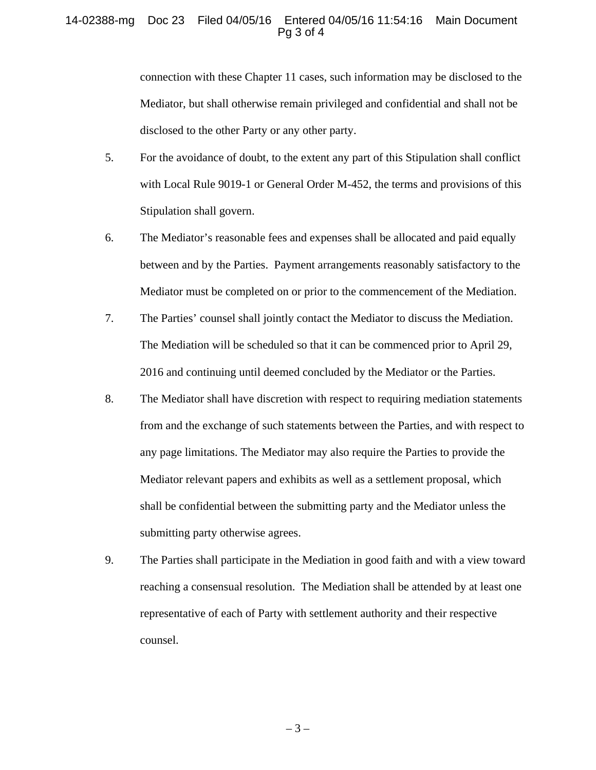connection with these Chapter 11 cases, such information may be disclosed to the Mediator, but shall otherwise remain privileged and confidential and shall not be disclosed to the other Party or any other party.

5. For the avoidance of doubt, to the extent any part of this Stipulation shall conflict with Local Rule 9019-1 or General Order M-452, the terms and provisions of this Stipulation shall govern.

6. The Mediator's reasonable fees and expenses shall be allocated and paid equally between and by the Parties. Payment arrangements reasonably satisfactory to the Mediator must be completed on or prior to the commencement of the Mediation.

7. The Parties' counsel shall jointly contact the Mediator to discuss the Mediation. The Mediation will be scheduled so that it can be commenced prior to April 29, 2016 and continuing until deemed concluded by the Mediator or the Parties.

8. The Mediator shall have discretion with respect to requiring mediation statements from and the exchange of such statements between the Parties, and with respect to any page limitations. The Mediator may also require the Parties to provide the Mediator relevant papers and exhibits as well as a settlement proposal, which shall be confidential between the submitting party and the Mediator unless the submitting party otherwise agrees.

9. The Parties shall participate in the Mediation in good faith and with a view toward reaching a consensual resolution. The Mediation shall be attended by at least one representative of each of Party with settlement authority and their respective counsel.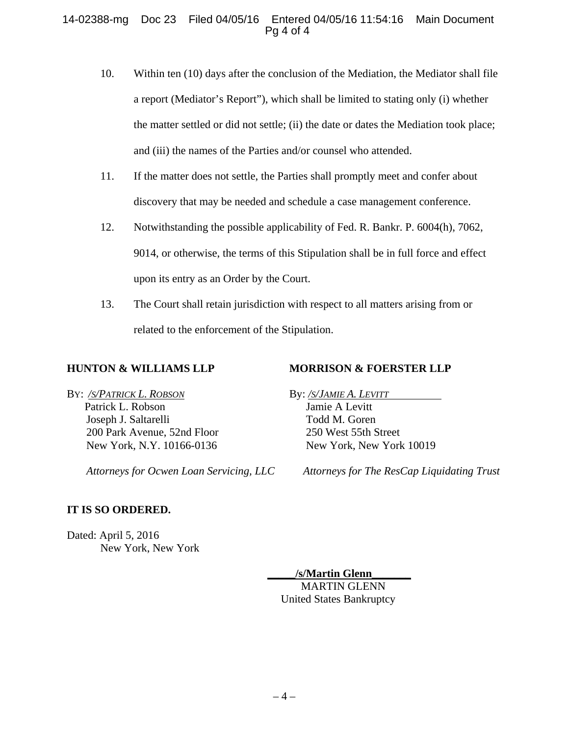10. Within ten (10) days after the conclusion of the Mediation, the Mediator shall file a report (Mediator's Report"), which shall be limited to stating only (i) whether the matter settled or did not settle; (ii) the date or dates the Mediation took place; and (iii) the names of the Parties and/or counsel who attended.

11. If the matter does not settle, the Parties shall promptly meet and confer about discovery that may be needed and schedule a case management conference.

12. Notwithstanding the possible applicability of Fed. R. Bankr. P. 6004(h), 7062, 9014, or otherwise, the terms of this Stipulation shall be in full force and effect upon its entry as an Order by the Court.

13. The Court shall retain jurisdiction with respect to all matters arising from or related to the enforcement of the Stipulation.

**HUNTON & WILLIAMS LLP**

BY: */S/PATRICK L. ROBSON*
Patrick L. Robson
Joseph J. Saltarelli
200 Park Avenue, 52nd Floor
New York, N.Y. 10166-0136

*Attorneys for Ocwen Loan Servicing, LLC*

**MORRISON & FOERSTER LLP**

By: */S/JAMIE A. LEVITT*
Jamie A Levitt
Todd M. Goren
250 West 55th Street
New York, New York 10019

*Attorneys for The ResCap Liquidating Trust*

**IT IS SO ORDERED.**

Dated: April 5, 2016
New York, New York

**/s/Martin Glenn**
MARTIN GLENN
United States Bankruptcy